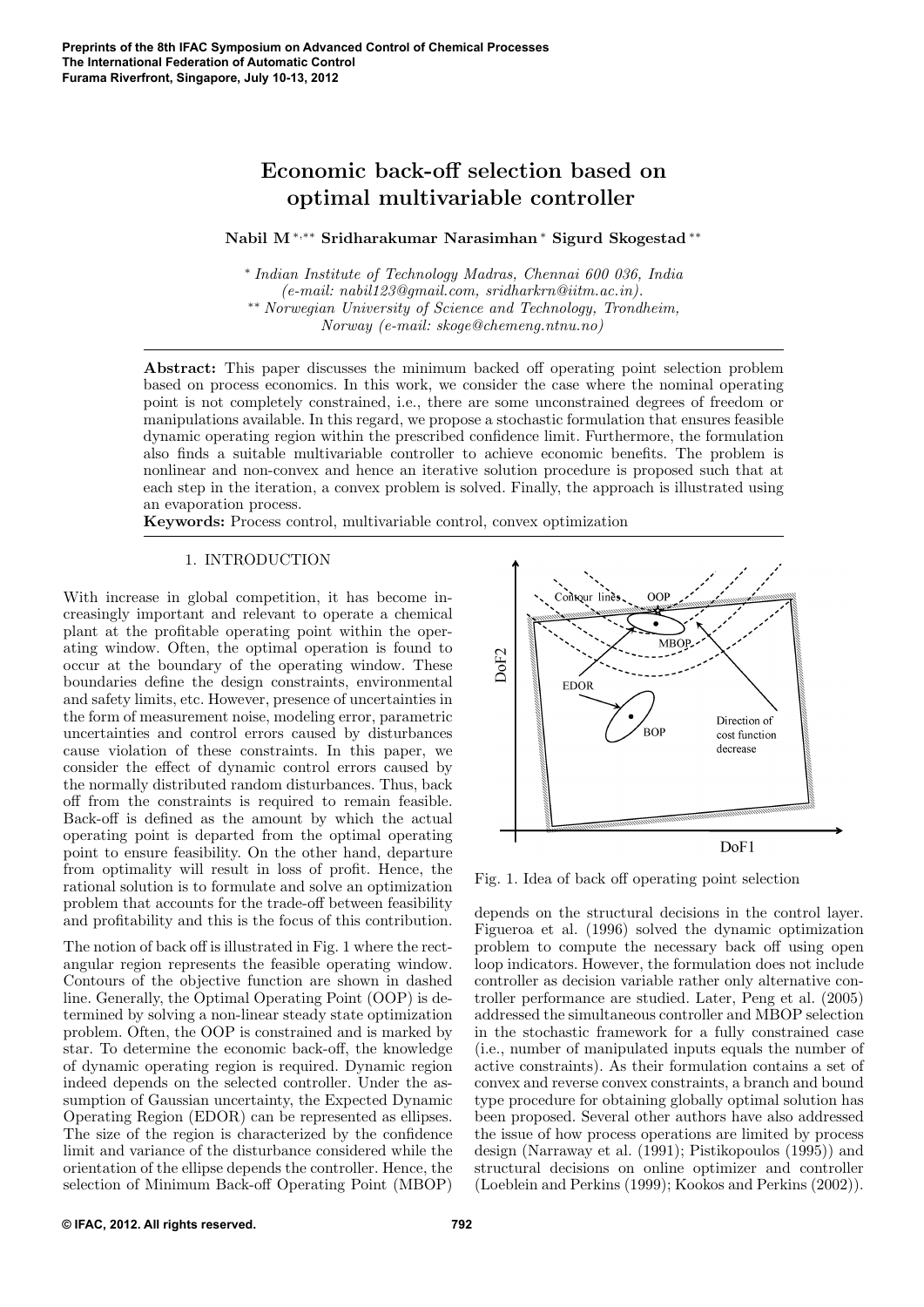# Economic back-off selection based on optimal multivariable controller

**Nabil M** [\*,\*\*] **Sridharakumar Narasimhan** [\*] **Sigurd Skogestad** [\*\*]

[\*] *Indian Institute of Technology Madras, Chennai 600 036, India (e-mail: nabil123@gmail.com, sridharkrn@iitm.ac.in).*
[\*\*] *Norwegian University of Science and Technology, Trondheim, Norway (e-mail: skoge@chemeng.ntnu.no)*

**Abstract:** This paper discusses the minimum backed off operating point selection problem based on process economics. In this work, we consider the case where the nominal operating point is not completely constrained, i.e., there are some unconstrained degrees of freedom or manipulations available. In this regard, we propose a stochastic formulation that ensures feasible dynamic operating region within the prescribed confidence limit. Furthermore, the formulation also finds a suitable multivariable controller to achieve economic benefits. The problem is nonlinear and non-convex and hence an iterative solution procedure is proposed such that at each step in the iteration, a convex problem is solved. Finally, the approach is illustrated using an evaporation process.

**Keywords:** Process control, multivariable control, convex optimization

## 1. INTRODUCTION

With increase in global competition, it has become increasingly important and relevant to operate a chemical plant at the profitable operating point within the operating window. Often, the optimal operation is found to occur at the boundary of the operating window. These boundaries define the design constraints, environmental and safety limits, etc. However, presence of uncertainties in the form of measurement noise, modeling error, parametric uncertainties and control errors caused by disturbances cause violation of these constraints. In this paper, we consider the effect of dynamic control errors caused by the normally distributed random disturbances. Thus, back off from the constraints is required to remain feasible. Back-off is defined as the amount by which the actual operating point is departed from the optimal operating point to ensure feasibility. On the other hand, departure from optimality will result in loss of profit. Hence, the rational solution is to formulate and solve an optimization problem that accounts for the trade-off between feasibility and profitability and this is the focus of this contribution.

The notion of back off is illustrated in Fig. 1 where the rectangular region represents the feasible operating window. Contours of the objective function are shown in dashed line. Generally, the Optimal Operating Point (OOP) is determined by solving a non-linear steady state optimization problem. Often, the OOP is constrained and is marked by star. To determine the economic back-off, the knowledge of dynamic operating region is required. Dynamic region indeed depends on the selected controller. Under the assumption of Gaussian uncertainty, the Expected Dynamic Operating Region (EDOR) can be represented as ellipses. The size of the region is characterized by the confidence limit and variance of the disturbance considered while the orientation of the ellipse depends the controller. Hence, the selection of Minimum Back-off Operating Point (MBOP) depends on the structural decisions in the control layer. Figueroa et al. (1996) solved the dynamic optimization problem to compute the necessary back off using open loop indicators. However, the formulation does not include controller as decision variable rather only alternative controller performance are studied. Later, Peng et al. (2005) addressed the simultaneous controller and MBOP selection in the stochastic framework for a fully constrained case (i.e., number of manipulated inputs equals the number of active constraints). As their formulation contains a set of convex and reverse convex constraints, a branch and bound type procedure for obtaining globally optimal solution has been proposed. Several other authors have also addressed the issue of how process operations are limited by process design (Narraway et al. (1991); Pistikopoulos (1995)) and structural decisions on online optimizer and controller (Loeblein and Perkins (1999); Kookos and Perkins (2002)).

Fig. 1. Idea of back off operating point selection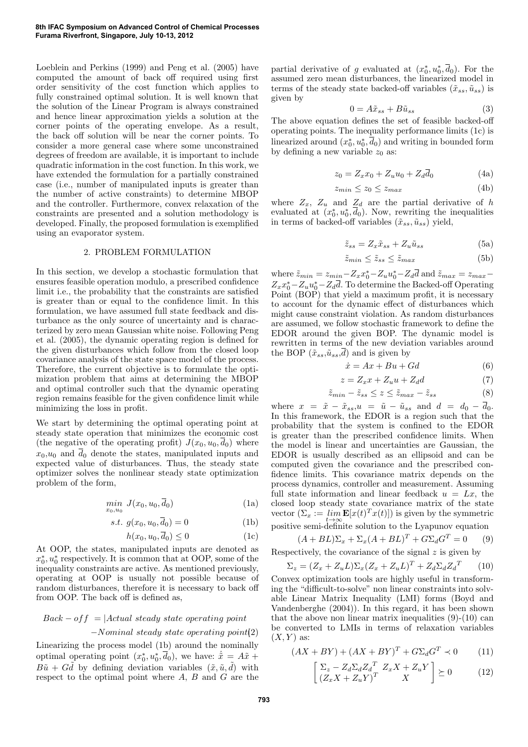Loeblein and Perkins (1999) and Peng et al. (2005) have computed the amount of back off required using first order sensitivity of the cost function which applies to fully constrained optimal solution. It is well known that the solution of the Linear Program is always constrained and hence linear approximation yields a solution at the corner points of the operating envelope. As a result, the back off solution will be near the corner points. To consider a more general case where some unconstrained degrees of freedom are available, it is important to include quadratic information in the cost function. In this work, we have extended the formulation for a partially constrained case (i.e., number of manipulated inputs is greater than the number of active constraints) to determine MBOP and the controller. Furthermore, convex relaxation of the constraints are presented and a solution methodology is developed. Finally, the proposed formulation is exemplified using an evaporator system.

## 2. PROBLEM FORMULATION

In this section, we develop a stochastic formulation that ensures feasible operation modulo, a prescribed confidence limit i.e., the probability that the constraints are satisfied is greater than or equal to the confidence limit. In this formulation, we have assumed full state feedback and disturbance as the only source of uncertainty and is characterized by zero mean Gaussian white noise. Following Peng et al. (2005), the dynamic operating region is defined for the given disturbances which follow from the closed loop covariance analysis of the state space model of the process. Therefore, the current objective is to formulate the optimization problem that aims at determining the MBOP and optimal controller such that the dynamic operating region remains feasible for the given confidence limit while minimizing the loss in profit.

We start by determining the optimal operating point at steady state operation that minimizes the economic cost (the negative of the operating profit) $J(x_0, u_0, \overline{d}_0)$ where $x_0$,$u_0$ and $\overline{d}_0$ denote the states, manipulated inputs and expected value of disturbances. Thus, the steady state optimizer solves the nonlinear steady state optimization problem of the form,

$$\min_{x_0,u_0} \ J(x_0, u_0, \overline{d}_0) \tag{1a}$$

$$s.t. \ g(x_0, u_0, \overline{d}_0) = 0 \tag{1b}$$

$$h(x_0, u_0, \overline{d}_0) \leq 0 \tag{1c}$$

At OOP, the states, manipulated inputs are denoted as $x_0^*, u_0^*$ respectively. It is common that at OOP, some of the inequality constraints are active. As mentioned previously, operating at OOP is usually not possible because of random disturbances, therefore it is necessary to back off from OOP. The back off is defined as,

$$Back-off \ = |Actual\ steady\ state\ operating\ point \ -Nominal\ steady\ state\ operating\ point| \tag{2}$$

Linearizing the process model (1b) around the nominally optimal operating point $(x_0^*, u_0^*, \overline{d}_0)$, we have: $\dot{\tilde{x}} = A\tilde{x} + B\tilde{u} + G\tilde{d}$ by defining deviation variables $(\tilde{x}, \tilde{u}, \tilde{d})$ with respect to the optimal point where $A$, $B$ and $G$ are the partial derivative of $g$ evaluated at $(x_0^*, u_0^*, \overline{d}_0)$. For the assumed zero mean disturbances, the linearized model in terms of the steady state backed-off variables $(\tilde{x}_{ss}, \tilde{u}_{ss})$ is given by

$$0 = A\tilde{x}_{ss} + B\tilde{u}_{ss} \tag{3}$$

The above equation defines the set of feasible backed-off operating points. The inequality performance limits (1c) is linearized around $(x_0^*, u_0^*, \overline{d}_0)$ and writing in bounded form by defining a new variable $z_0$ as:

$$z_0 = Z_x x_0 + Z_u u_0 + Z_d \overline{d}_0 \tag{4a}$$

$$z_{min} \leq z_0 \leq z_{max} \tag{4b}$$

where $Z_x$, $Z_u$ and $Z_d$ are the partial derivative of $h$ evaluated at $(x_0^*, u_0^*, \overline{d}_0)$. Now, rewriting the inequalities in terms of backed-off variables $(\tilde{x}_{ss}, \tilde{u}_{ss})$ yield,

$$\tilde{z}_{ss} = Z_x \tilde{x}_{ss} + Z_u \tilde{u}_{ss} \tag{5a}$$

$$\tilde{z}_{min} \leq \tilde{z}_{ss} \leq \tilde{z}_{max} \tag{5b}$$

where $\tilde{z}_{min} = z_{min} - Z_x x_0^* - Z_u u_0^* - Z_d \overline{d}$ and $\tilde{z}_{max} = z_{max} - Z_x x_0^* - Z_u u_0^* - Z_d \overline{d}$. To determine the Backed-off Operating Point (BOP) that yield a maximum profit, it is necessary to account for the dynamic effect of disturbances which might cause constraint violation. As random disturbances are assumed, we follow stochastic framework to define the EDOR around the given BOP. The dynamic model is rewritten in terms of the new deviation variables around the BOP $(\tilde{x}_{ss}, \tilde{u}_{ss}, \overline{d})$ and is given by

$$\dot{x} = Ax + Bu + Gd \tag{6}$$

$$z = Z_x x + Z_u u + Z_d d \tag{7}$$

$$\tilde{z}_{min} - \tilde{z}_{ss} \leq z \leq \tilde{z}_{max} - \tilde{z}_{ss} \tag{8}$$

where $x = \tilde{x} - \tilde{x}_{ss}, u = \tilde{u} - \tilde{u}_{ss}$ and $d = d_0 - \overline{d}_0$. In this framework, the EDOR is a region such that the probability that the system is confined to the EDOR is greater than the prescribed confidence limits. When the model is linear and uncertainties are Gaussian, the EDOR is usually described as an ellipsoid and can be computed given the covariance and the prescribed confidence limits. This covariance matrix depends on the process dynamics, controller and measurement. Assuming full state information and linear feedback $u = Lx$, the closed loop steady state covariance matrix of the state vector ($\Sigma_x := \lim_{t \to \infty} \mathbf{E}[x(t)^T x(t)]$) is given by the symmetric positive semi-definite solution to the Lyapunov equation

$$(A + BL)\Sigma_x + \Sigma_x (A + BL)^T + G\Sigma_d G^T = 0 \tag{9}$$

Respectively, the covariance of the signal $z$ is given by

$$\Sigma_z = (Z_x + Z_u L)\Sigma_x (Z_x + Z_u L)^T + Z_d \Sigma_d {Z_d}^T \tag{10}$$

Convex optimization tools are highly useful in transforming the "difficult-to-solve" non linear constraints into solvable Linear Matrix Inequality (LMI) forms (Boyd and Vandenberghe (2004)). In this regard, it has been shown that the above non linear matrix inequalities (9)-(10) can be converted to LMIs in terms of relaxation variables $(X, Y)$ as:

$$(AX + BY) + (AX + BY)^T + G\Sigma_d G^T \prec 0 \tag{11}$$

$$\begin{bmatrix} \Sigma_z - Z_d \Sigma_d {Z_d}^T & Z_x X + Z_u Y \\ (Z_x X + Z_u Y)^T & X \end{bmatrix} \succeq 0 \tag{12}$$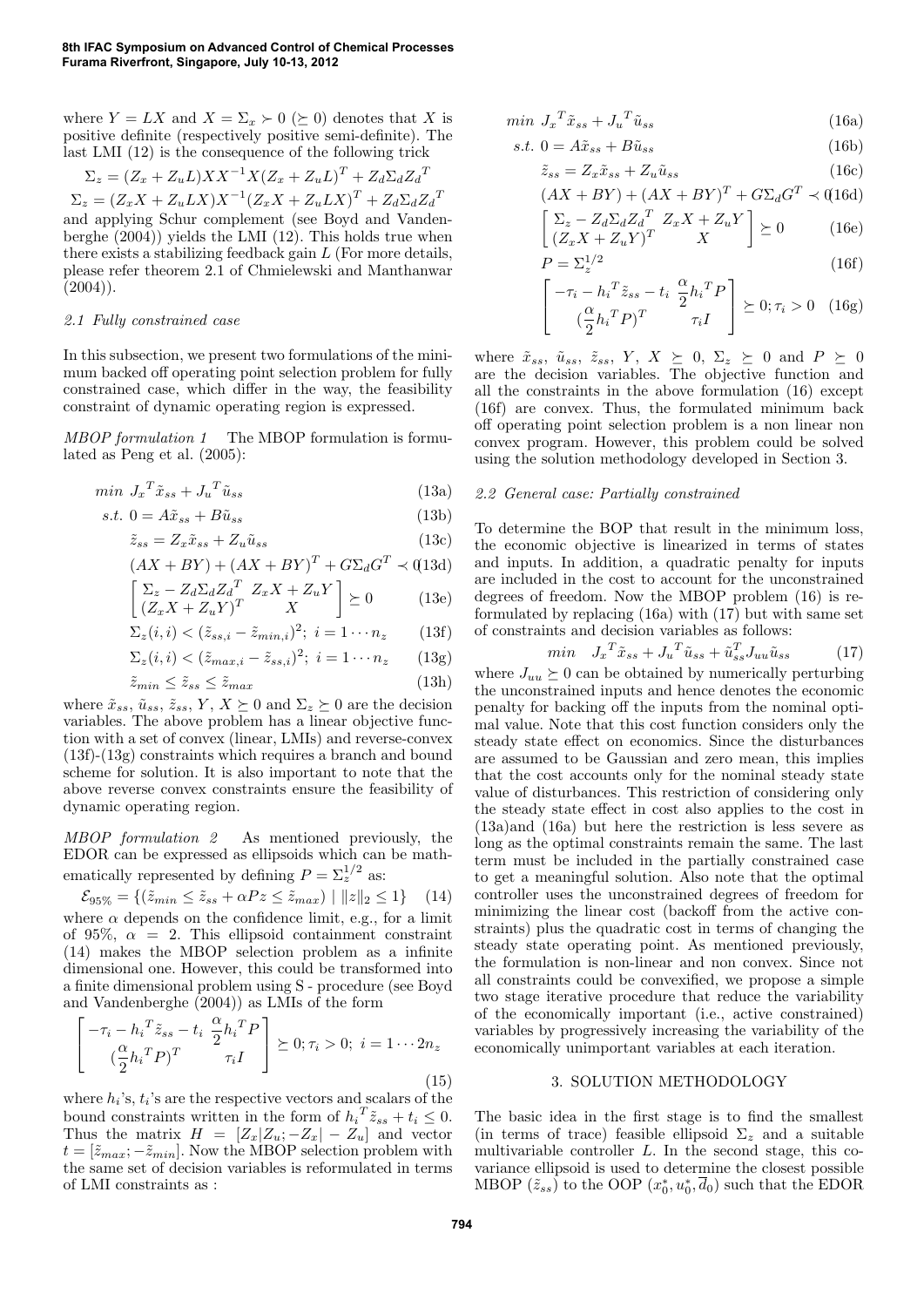where $Y = LX$ and $X = \Sigma_x \succ 0$ ($\succeq 0$) denotes that $X$ is positive definite (respectively positive semi-definite). The last LMI (12) is the consequence of the following trick

$$\Sigma_z = (Z_x + Z_u L) X X^{-1} X (Z_x + Z_u L)^T + Z_d \Sigma_d Z_d^T$$

$$\Sigma_z = (Z_x X + Z_u L X) X^{-1} (Z_x X + Z_u L X)^T + Z_d \Sigma_d Z_d^T$$

and applying Schur complement (see Boyd and Vandenberghe (2004)) yields the LMI (12). This holds true when there exists a stabilizing feedback gain $L$ (For more details, please refer theorem 2.1 of Chmielewski and Manthanwar (2004)).

### 2.1 Fully constrained case

In this subsection, we present two formulations of the minimum backed off operating point selection problem for fully constrained case, which differ in the way, the feasibility constraint of dynamic operating region is expressed.

*MBOP formulation 1* The MBOP formulation is formulated as Peng et al. (2005):

$$min \; {J_x}^T \tilde{x}_{ss} + {J_u}^T \tilde{u}_{ss} \tag{13a}$$

$$s.t. \; 0 = A\tilde{x}_{ss} + B\tilde{u}_{ss} \tag{13b}$$

$$\tilde{z}_{ss} = Z_x \tilde{x}_{ss} + Z_u \tilde{u}_{ss} \tag{13c}$$

$$(AX + BY) + (AX + BY)^T + G\Sigma_d G^T \prec 0 \tag{13d}$$

$$\begin{bmatrix} \Sigma_z - Z_d \Sigma_d {Z_d}^T & Z_x X + Z_u Y \\ (Z_x X + Z_u Y)^T & X \end{bmatrix} \succeq 0 \tag{13e}$$

$$\Sigma_z(i,i) < (\tilde{z}_{ss,i} - \tilde{z}_{min,i})^2; \; i = 1 \cdots n_z \tag{13f}$$

$$\Sigma_z(i,i) < (\tilde{z}_{max,i} - \tilde{z}_{ss,i})^2; \; i = 1 \cdots n_z \tag{13g}$$

$$\tilde{z}_{min} \leq \tilde{z}_{ss} \leq \tilde{z}_{max} \tag{13h}$$

where $\tilde{x}_{ss}$, $\tilde{u}_{ss}$, $\tilde{z}_{ss}$, $Y$, $X \succeq 0$ and $\Sigma_z \succeq 0$ are the decision variables. The above problem has a linear objective function with a set of convex (linear, LMIs) and reverse-convex (13f)-(13g) constraints which requires a branch and bound scheme for solution. It is also important to note that the above reverse convex constraints ensure the feasibility of dynamic operating region.

*MBOP formulation 2* As mentioned previously, the EDOR can be expressed as ellipsoids which can be mathematically represented by defining $P = \Sigma_z^{1/2}$ as:

$$\mathcal{E}_{95\%} = \{(\tilde{z}_{min} \leq \tilde{z}_{ss} + \alpha P z \leq \tilde{z}_{max}) \mid \|z\|_2 \leq 1\} \tag{14}$$

where $\alpha$ depends on the confidence limit, e.g., for a limit of 95%, $\alpha = 2$. This ellipsoid containment constraint (14) makes the MBOP selection problem as a infinite dimensional one. However, this could be transformed into a finite dimensional problem using S - procedure (see Boyd and Vandenberghe (2004)) as LMIs of the form

$$\begin{bmatrix} -\tau_i - {h_i}^T \tilde{z}_{ss} - t_i & \frac{\alpha}{2} {h_i}^T P \\ (\frac{\alpha}{2} {h_i}^T P)^T & \tau_i I \end{bmatrix} \succeq 0; \tau_i > 0; \; i = 1 \cdots 2n_z \tag{15}$$

where $h_i$'s, $t_i$'s are the respective vectors and scalars of the bound constraints written in the form of ${h_i}^T \tilde{z}_{ss} + t_i \leq 0$. Thus the matrix $H = [Z_x | Z_u; -Z_x | -Z_u]$ and vector $t = [\tilde{z}_{max}; -\tilde{z}_{min}]$. Now the MBOP selection problem with the same set of decision variables is reformulated in terms of LMI constraints as :

$$min \; {J_x}^T \tilde{x}_{ss} + {J_u}^T \tilde{u}_{ss} \tag{16a}$$

$$s.t. \; 0 = A\tilde{x}_{ss} + B\tilde{u}_{ss} \tag{16b}$$

$$\tilde{z}_{ss} = Z_x \tilde{x}_{ss} + Z_u \tilde{u}_{ss} \tag{16c}$$

$$(AX + BY) + (AX + BY)^T + G\Sigma_d G^T \prec 0 \tag{16d}$$

$$\begin{bmatrix} \Sigma_z - Z_d \Sigma_d {Z_d}^T & Z_x X + Z_u Y \\ (Z_x X + Z_u Y)^T & X \end{bmatrix} \succeq 0 \tag{16e}$$

$$P = \Sigma_z^{1/2} \tag{16f}$$

$$\begin{bmatrix} -\tau_i - {h_i}^T \tilde{z}_{ss} - t_i & \frac{\alpha}{2} {h_i}^T P \\ (\frac{\alpha}{2} {h_i}^T P)^T & \tau_i I \end{bmatrix} \succeq 0; \tau_i > 0 \tag{16g}$$

where $\tilde{x}_{ss}$, $\tilde{u}_{ss}$, $\tilde{z}_{ss}$, $Y$, $X \succeq 0$, $\Sigma_z \succeq 0$ and $P \succeq 0$ are the decision variables. The objective function and all the constraints in the above formulation (16) except (16f) are convex. Thus, the formulated minimum back off operating point selection problem is a non linear non convex program. However, this problem could be solved using the solution methodology developed in Section 3.

### 2.2 General case: Partially constrained

To determine the BOP that result in the minimum loss, the economic objective is linearized in terms of states and inputs. In addition, a quadratic penalty for inputs are included in the cost to account for the unconstrained degrees of freedom. Now the MBOP problem (16) is reformulated by replacing (16a) with (17) but with same set of constraints and decision variables as follows:

$$min \quad {J_x}^T \tilde{x}_{ss} + {J_u}^T \tilde{u}_{ss} + \tilde{u}_{ss}^T J_{uu} \tilde{u}_{ss} \tag{17}$$

where $J_{uu} \succeq 0$ can be obtained by numerically perturbing the unconstrained inputs and hence denotes the economic penalty for backing off the inputs from the nominal optimal value. Note that this cost function considers only the steady state effect on economics. Since the disturbances are assumed to be Gaussian and zero mean, this implies that the cost accounts only for the nominal steady state value of disturbances. This restriction of considering only the steady state effect in cost also applies to the cost in (13a)and (16a) but here the restriction is less severe as long as the optimal constraints remain the same. The last term must be included in the partially constrained case to get a meaningful solution. Also note that the optimal controller uses the unconstrained degrees of freedom for minimizing the linear cost (backoff from the active constraints) plus the quadratic cost in terms of changing the steady state operating point. As mentioned previously, the formulation is non-linear and non convex. Since not all constraints could be convexified, we propose a simple two stage iterative procedure that reduce the variability of the economically important (i.e., active constrained) variables by progressively increasing the variability of the economically unimportant variables at each iteration.

## 3. SOLUTION METHODOLOGY

The basic idea in the first stage is to find the smallest (in terms of trace) feasible ellipsoid $\Sigma_z$ and a suitable multivariable controller $L$. In the second stage, this covariance ellipsoid is used to determine the closest possible MBOP ($\tilde{z}_{ss}$) to the OOP ($x_0^*, u_0^*, \overline{d}_0$) such that the EDOR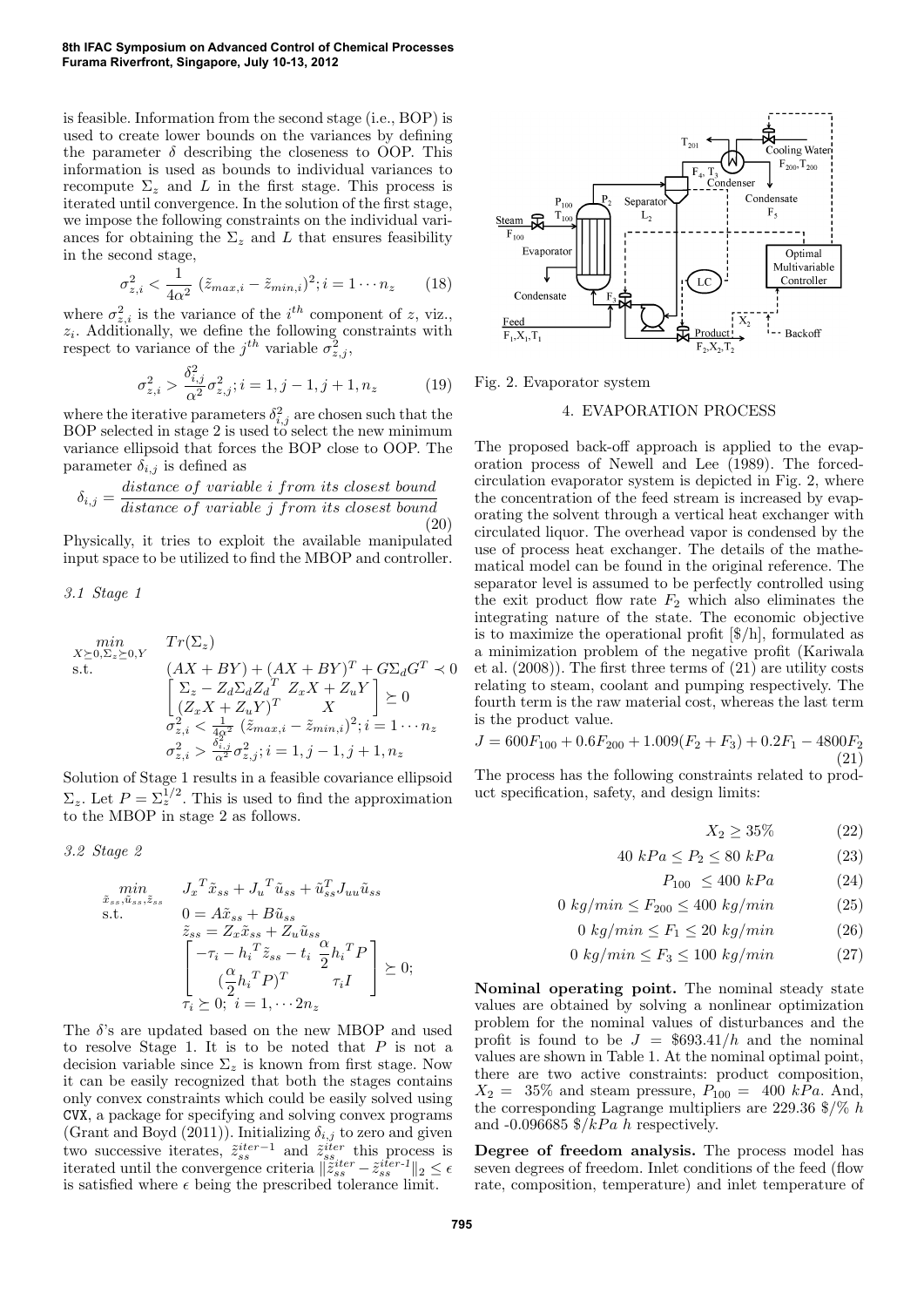is feasible. Information from the second stage (i.e., BOP) is used to create lower bounds on the variances by defining the parameter $\delta$ describing the closeness to OOP. This information is used as bounds to individual variances to recompute $\Sigma_z$ and $L$ in the first stage. This process is iterated until convergence. In the solution of the first stage, we impose the following constraints on the individual variances for obtaining the $\Sigma_z$ and $L$ that ensures feasibility in the second stage,

$$\sigma_{z,i}^2 < \frac{1}{4\alpha^2}\,(\tilde{z}_{max,i} - \tilde{z}_{min,i})^2; i = 1 \cdots n_z \qquad (18)$$

where $\sigma_{z,i}^2$ is the variance of the $i^{th}$ component of $z$, viz., $z_i$. Additionally, we define the following constraints with respect to variance of the $j^{th}$ variable $\sigma_{z,j}^2$,

$$\sigma_{z,i}^2 > \frac{\delta_{i,j}^2}{\alpha^2}\sigma_{z,j}^2; i = 1, j-1, j+1, n_z \qquad (19)$$

where the iterative parameters $\delta_{i,j}^2$ are chosen such that the BOP selected in stage 2 is used to select the new minimum variance ellipsoid that forces the BOP close to OOP. The parameter $\delta_{i,j}$ is defined as

$$\delta_{i,j} = \frac{distance\ of\ variable\ i\ from\ its\ closest\ bound}{distance\ of\ variable\ j\ from\ its\ closest\ bound} \qquad (20)$$

Physically, it tries to exploit the available manipulated input space to be utilized to find the MBOP and controller.

### 3.1 Stage 1

$$\begin{aligned}
\min_{X \succeq 0, \Sigma_z \succeq 0, Y} \quad & Tr(\Sigma_z) \\
\text{s.t.} \quad & (AX + BY) + (AX + BY)^T + G\Sigma_d G^T \prec 0 \\
& \begin{bmatrix} \Sigma_z - Z_d \Sigma_d Z_d^T & Z_x X + Z_u Y \\ (Z_x X + Z_u Y)^T & X \end{bmatrix} \succeq 0 \\
& \sigma_{z,i}^2 < \frac{1}{4\alpha^2}\,(\tilde{z}_{max,i} - \tilde{z}_{min,i})^2; i = 1 \cdots n_z \\
& \sigma_{z,i}^2 > \frac{\delta_{i,j}^2}{\alpha^2}\sigma_{z,j}^2; i = 1, j-1, j+1, n_z
\end{aligned}$$

Solution of Stage 1 results in a feasible covariance ellipsoid $\Sigma_z$. Let $P = \Sigma_z^{1/2}$. This is used to find the approximation to the MBOP in stage 2 as follows.

### 3.2 Stage 2

$$\begin{aligned}
\min_{\tilde{x}_{ss}, \tilde{u}_{ss}, \tilde{z}_{ss}} \quad & J_x{}^T \tilde{x}_{ss} + J_u{}^T \tilde{u}_{ss} + \tilde{u}_{ss}^T J_{uu} \tilde{u}_{ss} \\
\text{s.t.} \quad & 0 = A\tilde{x}_{ss} + B\tilde{u}_{ss} \\
& \tilde{z}_{ss} = Z_x \tilde{x}_{ss} + Z_u \tilde{u}_{ss} \\
& \begin{bmatrix} -\tau_i - h_i{}^T \tilde{z}_{ss} - t_i & \frac{\alpha}{2} h_i{}^T P \\ (\frac{\alpha}{2} h_i{}^T P)^T & \tau_i I \end{bmatrix} \succeq 0; \\
& \tau_i \succeq 0; \ i = 1, \cdots 2n_z
\end{aligned}$$

The $\delta$'s are updated based on the new MBOP and used to resolve Stage 1. It is to be noted that $P$ is not a decision variable since $\Sigma_z$ is known from first stage. Now it can be easily recognized that both the stages contains only convex constraints which could be easily solved using CVX, a package for specifying and solving convex programs (Grant and Boyd (2011)). Initializing $\delta_{i,j}$ to zero and given two successive iterates, $\tilde{z}_{ss}^{iter-1}$ and $\tilde{z}_{ss}^{iter}$ this process is iterated until the convergence criteria $\|\tilde{z}_{ss}^{iter} - \tilde{z}_{ss}^{iter\text{-}1}\|_2 \leq \epsilon$ is satisfied where $\epsilon$ being the prescribed tolerance limit.

Fig. 2. Evaporator system

## 4. EVAPORATION PROCESS

The proposed back-off approach is applied to the evaporation process of Newell and Lee (1989). The forced-circulation evaporator system is depicted in Fig. 2, where the concentration of the feed stream is increased by evaporating the solvent through a vertical heat exchanger with circulated liquor. The overhead vapor is condensed by the use of process heat exchanger. The details of the mathematical model can be found in the original reference. The separator level is assumed to be perfectly controlled using the exit product flow rate $F_2$ which also eliminates the integrating nature of the state. The economic objective is to maximize the operational profit [\$/h], formulated as a minimization problem of the negative profit (Kariwala et al. (2008)). The first three terms of (21) are utility costs relating to steam, coolant and pumping respectively. The fourth term is the raw material cost, whereas the last term is the product value.

$$J = 600F_{100} + 0.6F_{200} + 1.009(F_2 + F_3) + 0.2F_1 - 4800F_2 \qquad (21)$$

The process has the following constraints related to product specification, safety, and design limits:

$$X_2 \geq 35\% \qquad (22)$$

$$40\ kPa \leq P_2 \leq 80\ kPa \qquad (23)$$

$$P_{100} \ \leq 400\ kPa \qquad (24)$$

$$0\ kg/min \leq F_{200} \leq 400\ kg/min \qquad (25)$$

$$0\ kg/min \leq F_1 \leq 20\ kg/min \qquad (26)$$

$$0\ kg/min \leq F_3 \leq 100\ kg/min \qquad (27)$$

**Nominal operating point.** The nominal steady state values are obtained by solving a nonlinear optimization problem for the nominal values of disturbances and the profit is found to be $J$ = \$693.41/h and the nominal values are shown in Table 1. At the nominal optimal point, there are two active constraints: product composition, $X_2 =$ 35% and steam pressure, $P_{100} =$ 400 $kPa$. And, the corresponding Lagrange multipliers are 229.36 \$/% $h$ and -0.096685 \$/$kPa$ $h$ respectively.

**Degree of freedom analysis.** The process model has seven degrees of freedom. Inlet conditions of the feed (flow rate, composition, temperature) and inlet temperature of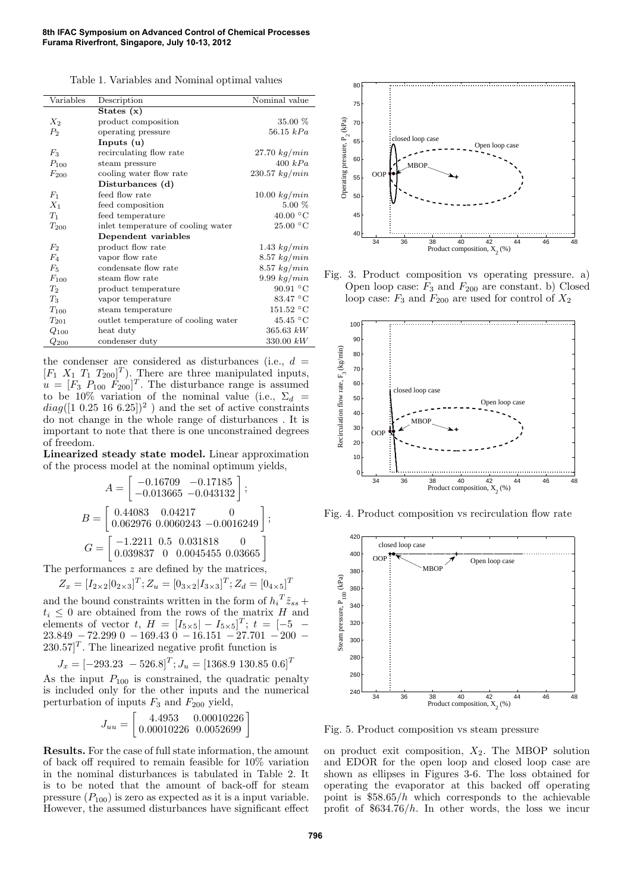Table 1. Variables and Nominal optimal values

| Variables | Description | Nominal value |
|---|---|---|
| | **States (x)** | |
| $X_2$ | product composition | 35.00 % |
| $P_2$ | operating pressure | 56.15 $kPa$ |
| | **Inputs (u)** | |
| $F_3$ | recirculating flow rate | 27.70 $kg/min$ |
| $P_{100}$ | steam pressure | 400 $kPa$ |
| $F_{200}$ | cooling water flow rate | 230.57 $kg/min$ |
| | **Disturbances (d)** | |
| $F_1$ | feed flow rate | 10.00 $kg/min$ |
| $X_1$ | feed composition | 5.00 % |
| $T_1$ | feed temperature | 40.00 °C |
| $T_{200}$ | inlet temperature of cooling water | 25.00 °C |
| | **Dependent variables** | |
| $F_2$ | product flow rate | 1.43 $kg/min$ |
| $F_4$ | vapor flow rate | 8.57 $kg/min$ |
| $F_5$ | condensate flow rate | 8.57 $kg/min$ |
| $F_{100}$ | steam flow rate | 9.99 $kg/min$ |
| $T_2$ | product temperature | 90.91 °C |
| $T_3$ | vapor temperature | 83.47 °C |
| $T_{100}$ | steam temperature | 151.52 °C |
| $T_{201}$ | outlet temperature of cooling water | 45.45 °C |
| $Q_{100}$ | heat duty | 365.63 $kW$ |
| $Q_{200}$ | condenser duty | 330.00 $kW$ |

the condenser are considered as disturbances (i.e., $d = [F_1\ X_1\ T_1\ T_{200}]^T$). There are three manipulated inputs, $u = [F_3\ P_{100}\ F_{200}]^T$. The disturbance range is assumed to be 10% variation of the nominal value (i.e., $\Sigma_d = diag([1\ 0.25\ 16\ 6.25])^2$ ) and the set of active constraints do not change in the whole range of disturbances . It is important to note that there is one unconstrained degrees of freedom.

**Linearized steady state model.** Linear approximation of the process model at the nominal optimum yields,

$$A = \begin{bmatrix} -0.16709 & -0.17185 \\ -0.013665 & -0.043132 \end{bmatrix};$$

$$B = \begin{bmatrix} 0.44083 & 0.04217 & 0 \\ 0.062976 & 0.0060243 & -0.0016249 \end{bmatrix};$$

$$G = \begin{bmatrix} -1.2211 & 0.5 & 0.031818 & 0 \\ 0.039837 & 0 & 0.0045455 & 0.03665 \end{bmatrix}$$

The performances $z$ are defined by the matrices,

$$Z_x = [I_{2\times 2}|0_{2\times 3}]^T; Z_u = [0_{3\times 2}|I_{3\times 3}]^T; Z_d = [0_{4\times 5}]^T$$

and the bound constraints written in the form of $h_i{}^T \tilde{z}_{ss} + t_i \leq 0$ are obtained from the rows of the matrix $H$ and elements of vector $t$, $H = [I_{5\times 5}| - I_{5\times 5}]^T$; $t = [-5\ -23.849\ -72.299\ 0\ -169.43\ 0\ -16.151\ -27.701\ -200\ -230.57]^T$. The linearized negative profit function is

$$J_x = [-293.23\ \ -526.8]^T; J_u = [1368.9\ 130.85\ 0.6]^T$$

As the input $P_{100}$ is constrained, the quadratic penalty is included only for the other inputs and the numerical perturbation of inputs $F_3$ and $F_{200}$ yield,

$$J_{uu} = \begin{bmatrix} 4.4953 & 0.00010226 \\ 0.00010226 & 0.0052699 \end{bmatrix}$$

**Results.** For the case of full state information, the amount of back off required to remain feasible for 10% variation in the nominal disturbances is tabulated in Table 2. It is to be noted that the amount of back-off for steam pressure ($P_{100}$) is zero as expected as it is a input variable. However, the assumed disturbances have significant effect on product exit composition, $X_2$. The MBOP solution and EDOR for the open loop and closed loop case are shown as ellipses in Figures 3-6. The loss obtained for operating the evaporator at this backed off operating point is \$58.65/h which corresponds to the achievable profit of \$634.76/h. In other words, the loss we incur

Fig. 3. Product composition vs operating pressure. a) Open loop case: $F_3$ and $F_{200}$ are constant. b) Closed loop case: $F_3$ and $F_{200}$ are used for control of $X_2$

Fig. 4. Product composition vs recirculation flow rate

Fig. 5. Product composition vs steam pressure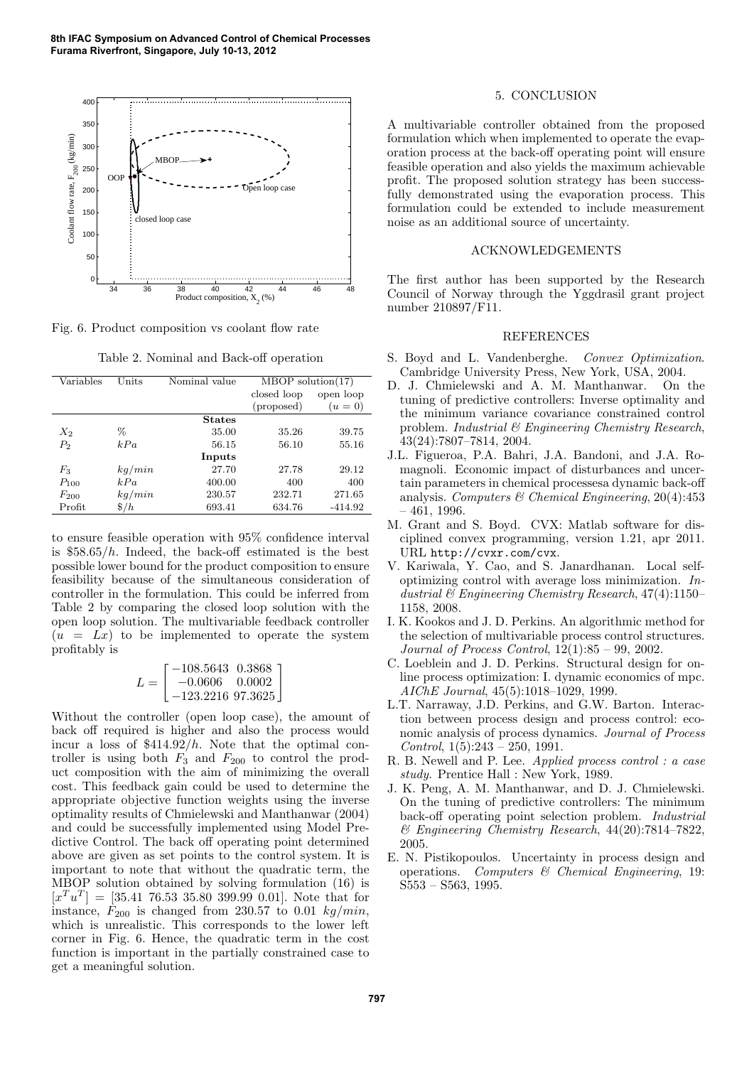400
350
300
250
200
150
100
50
0

34 36 38 40 42 44 46 48

Coolant flow rate, $F_{200}$ (kg/min)

Product composition, $X_2$ (%)

MBOP

OOP

Open loop case

closed loop case

Fig. 6. Product composition vs coolant flow rate

Table 2. Nominal and Back-off operation

| Variables | Units | Nominal value | MBOP solution(17) | |
|---|---|---|---|---|
| | | | closed loop (proposed) | open loop ($u = 0$) |
| | | **States** | | |
| $X_2$ | $\%$ | 35.00 | 35.26 | 39.75 |
| $P_2$ | $kPa$ | 56.15 | 56.10 | 55.16 |
| | | **Inputs** | | |
| $F_3$ | $kg/min$ | 27.70 | 27.78 | 29.12 |
| $P_{100}$ | $kPa$ | 400.00 | 400 | 400 |
| $F_{200}$ | $kg/min$ | 230.57 | 232.71 | 271.65 |
| Profit | $\$/h$ | 693.41 | 634.76 | -414.92 |

to ensure feasible operation with 95% confidence interval is $\$58.65/h$. Indeed, the back-off estimated is the best possible lower bound for the product composition to ensure feasibility because of the simultaneous consideration of controller in the formulation. This could be inferred from Table 2 by comparing the closed loop solution with the open loop solution. The multivariable feedback controller ($u = Lx$) to be implemented to operate the system profitably is

$$L = \begin{bmatrix} -108.5643 & 0.3868 \\ -0.0606 & 0.0002 \\ -123.2216 & 97.3625 \end{bmatrix}$$

Without the controller (open loop case), the amount of back off required is higher and also the process would incur a loss of $\$414.92/h$. Note that the optimal controller is using both $F_3$ and $F_{200}$ to control the product composition with the aim of minimizing the overall cost. This feedback gain could be used to determine the appropriate objective function weights using the inverse optimality results of Chmielewski and Manthanwar (2004) and could be successfully implemented using Model Predictive Control. The back off operating point determined above are given as set points to the control system. It is important to note that without the quadratic term, the MBOP solution obtained by solving formulation (16) is $[x^T u^T] = [35.41\ 76.53\ 35.80\ 399.99\ 0.01]$. Note that for instance, $F_{200}$ is changed from 230.57 to 0.01 $kg/min$, which is unrealistic. This corresponds to the lower left corner in Fig. 6. Hence, the quadratic term in the cost function is important in the partially constrained case to get a meaningful solution.

## 5. CONCLUSION

A multivariable controller obtained from the proposed formulation which when implemented to operate the evaporation process at the back-off operating point will ensure feasible operation and also yields the maximum achievable profit. The proposed solution strategy has been successfully demonstrated using the evaporation process. This formulation could be extended to include measurement noise as an additional source of uncertainty.

## ACKNOWLEDGEMENTS

The first author has been supported by the Research Council of Norway through the Yggdrasil grant project number 210897/F11.

## REFERENCES

S. Boyd and L. Vandenberghe. *Convex Optimization*. Cambridge University Press, New York, USA, 2004.

D. J. Chmielewski and A. M. Manthanwar. On the tuning of predictive controllers: Inverse optimality and the minimum variance covariance constrained control problem. *Industrial & Engineering Chemistry Research*, 43(24):7807–7814, 2004.

J.L. Figueroa, P.A. Bahri, J.A. Bandoni, and J.A. Romagnoli. Economic impact of disturbances and uncertain parameters in chemical processesa dynamic back-off analysis. *Computers & Chemical Engineering*, 20(4):453 – 461, 1996.

M. Grant and S. Boyd. CVX: Matlab software for disciplined convex programming, version 1.21, apr 2011. URL `http://cvxr.com/cvx`.

V. Kariwala, Y. Cao, and S. Janardhanan. Local self-optimizing control with average loss minimization. *Industrial & Engineering Chemistry Research*, 47(4):1150–1158, 2008.

I. K. Kookos and J. D. Perkins. An algorithmic method for the selection of multivariable process control structures. *Journal of Process Control*, 12(1):85 – 99, 2002.

C. Loeblein and J. D. Perkins. Structural design for on-line process optimization: I. dynamic economics of mpc. *AIChE Journal*, 45(5):1018–1029, 1999.

L.T. Narraway, J.D. Perkins, and G.W. Barton. Interaction between process design and process control: economic analysis of process dynamics. *Journal of Process Control*, 1(5):243 – 250, 1991.

R. B. Newell and P. Lee. *Applied process control : a case study*. Prentice Hall : New York, 1989.

J. K. Peng, A. M. Manthanwar, and D. J. Chmielewski. On the tuning of predictive controllers: The minimum back-off operating point selection problem. *Industrial & Engineering Chemistry Research*, 44(20):7814–7822, 2005.

E. N. Pistikopoulos. Uncertainty in process design and operations. *Computers & Chemical Engineering*, 19: S553 – S563, 1995.